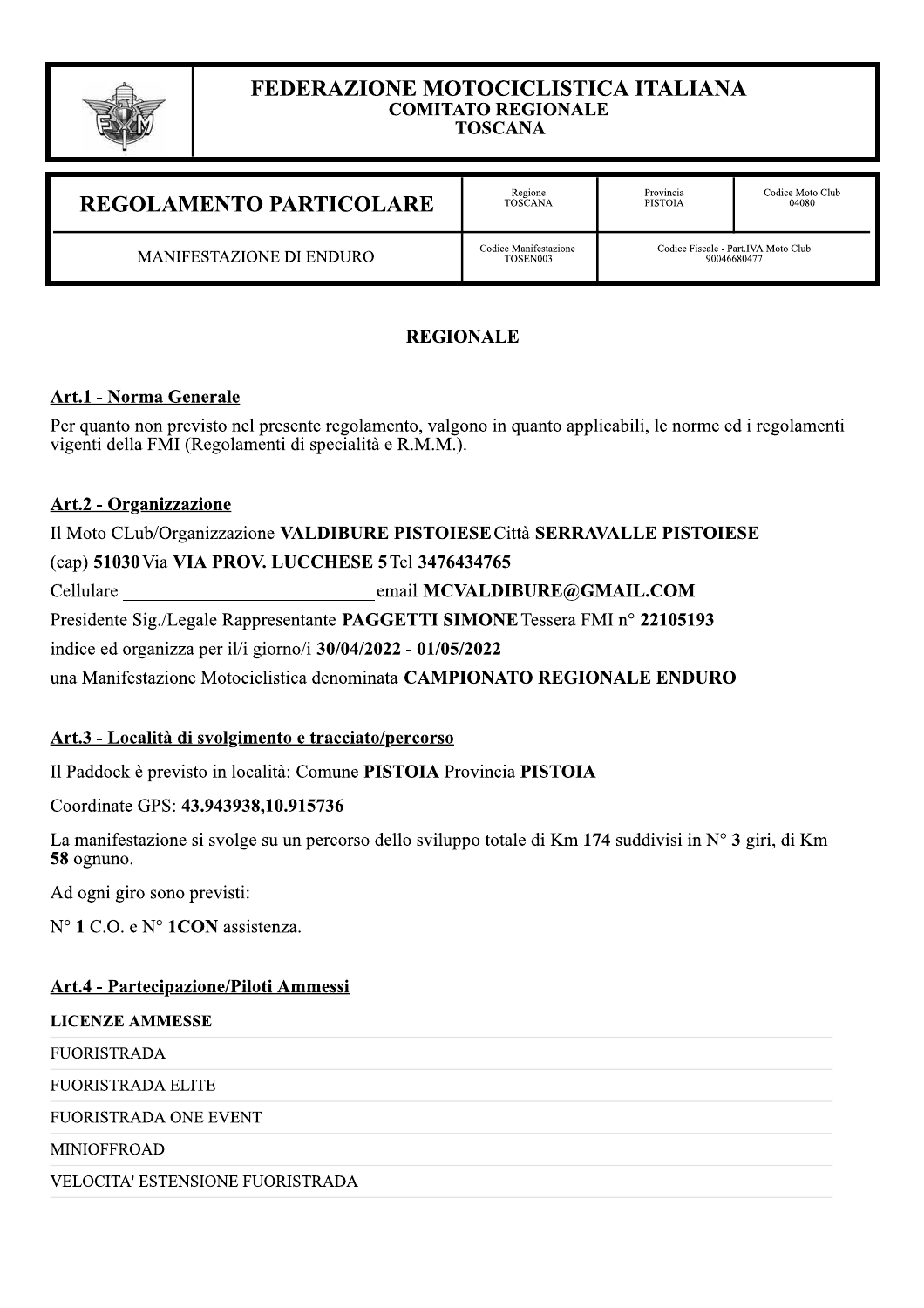# FEDERAZIONE MOTOCICLISTICA ITALIANA
## COMITATO REGIONALE
## TOSCANA

| REGOLAMENTO PARTICOLARE | Regione TOSCANA | Provincia PISTOIA | Codice Moto Club 04080 |
|---|---|---|---|
| MANIFESTAZIONE DI ENDURO | Codice Manifestazione TOSEN003 | Codice Fiscale - Part.IVA Moto Club 90046680477 | |

**REGIONALE**

## Art.1 - Norma Generale

Per quanto non previsto nel presente regolamento, valgono in quanto applicabili, le norme ed i regolamenti vigenti della FMI (Regolamenti di specialità e R.M.M.).

## Art.2 - Organizzazione

Il Moto CLub/Organizzazione **VALDIBURE PISTOIESE** Città **SERRAVALLE PISTOIESE**

(cap) **51030** Via **VIA PROV. LUCCHESE 5** Tel **3476434765**

Cellulare ____________________ email **MCVALDIBURE@GMAIL.COM**

Presidente Sig./Legale Rappresentante **PAGGETTI SIMONE** Tessera FMI n° **22105193**

indice ed organizza per il/i giorno/i **30/04/2022 - 01/05/2022**

una Manifestazione Motociclistica denominata **CAMPIONATO REGIONALE ENDURO**

## Art.3 - Località di svolgimento e tracciato/percorso

Il Paddock è previsto in località: Comune **PISTOIA** Provincia **PISTOIA**

Coordinate GPS: **43.943938,10.915736**

La manifestazione si svolge su un percorso dello sviluppo totale di Km **174** suddivisi in N° **3** giri, di Km **58** ognuno.

Ad ogni giro sono previsti:

N° **1** C.O. e N° **1CON** assistenza.

## Art.4 - Partecipazione/Piloti Ammessi

| LICENZE AMMESSE |
|---|
| FUORISTRADA |
| FUORISTRADA ELITE |
| FUORISTRADA ONE EVENT |
| MINIOFFROAD |
| VELOCITA' ESTENSIONE FUORISTRADA |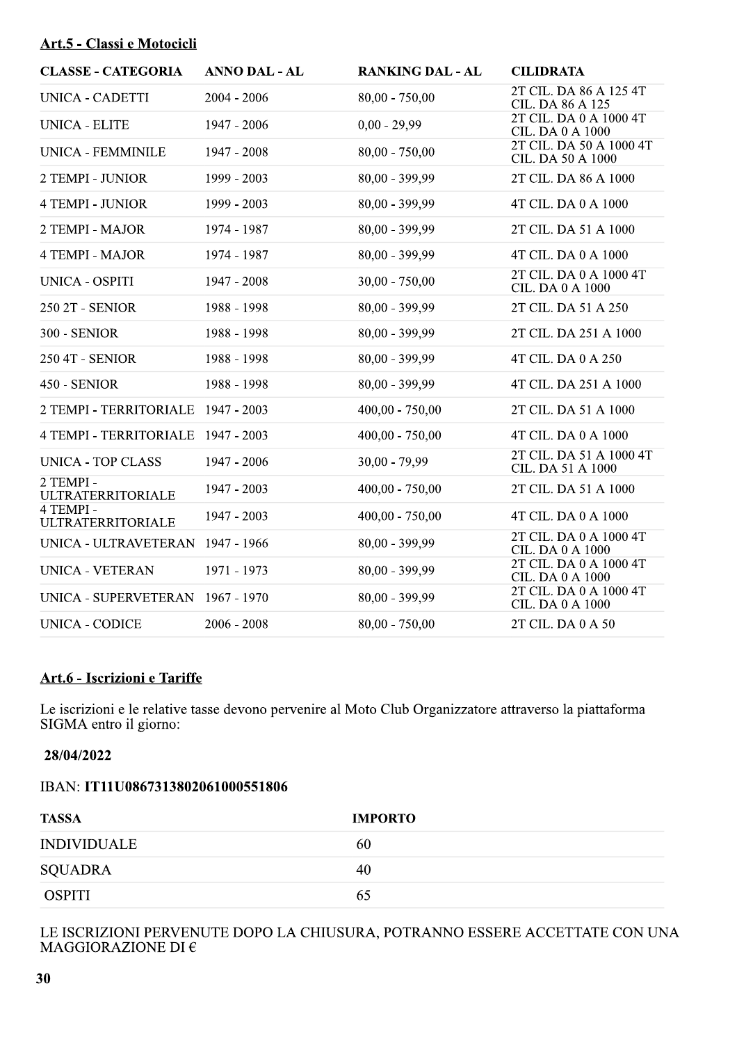## Art.5 - Classi e Motocicli

| CLASSE - CATEGORIA | ANNO DAL - AL | RANKING DAL - AL | CILIDRATA |
|---|---|---|---|
| UNICA - CADETTI | 2004 - 2006 | 80,00 - 750,00 | 2T CIL. DA 86 A 125 4T CIL. DA 86 A 125 |
| UNICA - ELITE | 1947 - 2006 | 0,00 - 29,99 | 2T CIL. DA 0 A 1000 4T CIL. DA 0 A 1000 |
| UNICA - FEMMINILE | 1947 - 2008 | 80,00 - 750,00 | 2T CIL. DA 50 A 1000 4T CIL. DA 50 A 1000 |
| 2 TEMPI - JUNIOR | 1999 - 2003 | 80,00 - 399,99 | 2T CIL. DA 86 A 1000 |
| 4 TEMPI - JUNIOR | 1999 - 2003 | 80,00 - 399,99 | 4T CIL. DA 0 A 1000 |
| 2 TEMPI - MAJOR | 1974 - 1987 | 80,00 - 399,99 | 2T CIL. DA 51 A 1000 |
| 4 TEMPI - MAJOR | 1974 - 1987 | 80,00 - 399,99 | 4T CIL. DA 0 A 1000 |
| UNICA - OSPITI | 1947 - 2008 | 30,00 - 750,00 | 2T CIL. DA 0 A 1000 4T CIL. DA 0 A 1000 |
| 250 2T - SENIOR | 1988 - 1998 | 80,00 - 399,99 | 2T CIL. DA 51 A 250 |
| 300 - SENIOR | 1988 - 1998 | 80,00 - 399,99 | 2T CIL. DA 251 A 1000 |
| 250 4T - SENIOR | 1988 - 1998 | 80,00 - 399,99 | 4T CIL. DA 0 A 250 |
| 450 - SENIOR | 1988 - 1998 | 80,00 - 399,99 | 4T CIL. DA 251 A 1000 |
| 2 TEMPI - TERRITORIALE | 1947 - 2003 | 400,00 - 750,00 | 2T CIL. DA 51 A 1000 |
| 4 TEMPI - TERRITORIALE | 1947 - 2003 | 400,00 - 750,00 | 4T CIL. DA 0 A 1000 |
| UNICA - TOP CLASS | 1947 - 2006 | 30,00 - 79,99 | 2T CIL. DA 51 A 1000 4T CIL. DA 51 A 1000 |
| 2 TEMPI - ULTRATERRITORIALE | 1947 - 2003 | 400,00 - 750,00 | 2T CIL. DA 51 A 1000 |
| 4 TEMPI - ULTRATERRITORIALE | 1947 - 2003 | 400,00 - 750,00 | 4T CIL. DA 0 A 1000 |
| UNICA - ULTRAVETERAN | 1947 - 1966 | 80,00 - 399,99 | 2T CIL. DA 0 A 1000 4T CIL. DA 0 A 1000 |
| UNICA - VETERAN | 1971 - 1973 | 80,00 - 399,99 | 2T CIL. DA 0 A 1000 4T CIL. DA 0 A 1000 |
| UNICA - SUPERVETERAN | 1967 - 1970 | 80,00 - 399,99 | 2T CIL. DA 0 A 1000 4T CIL. DA 0 A 1000 |
| UNICA - CODICE | 2006 - 2008 | 80,00 - 750,00 | 2T CIL. DA 0 A 50 |

## Art.6 - Iscrizioni e Tariffe

Le iscrizioni e le relative tasse devono pervenire al Moto Club Organizzatore attraverso la piattaforma SIGMA entro il giorno:

**28/04/2022**

IBAN: **IT11U0867313802061000551806**

| TASSA | IMPORTO |
|---|---|
| INDIVIDUALE | 60 |
| SQUADRA | 40 |
| OSPITI | 65 |

LE ISCRIZIONI PERVENUTE DOPO LA CHIUSURA, POTRANNO ESSERE ACCETTATE CON UNA MAGGIORAZIONE DI €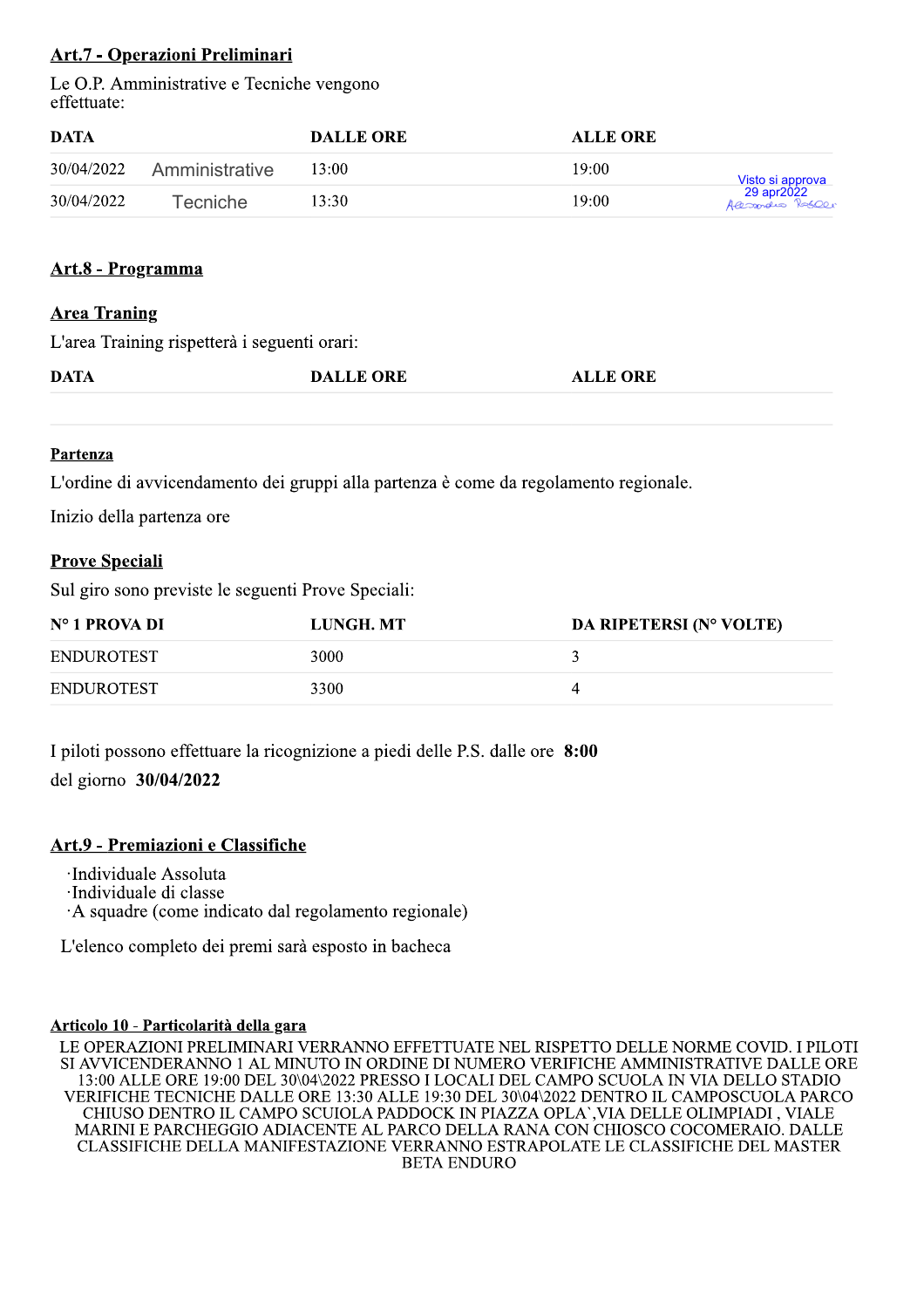## Art.7 - Operazioni Preliminari

Le O.P. Amministrative e Tecniche vengono effettuate:

| DATA | | DALLE ORE | ALLE ORE | |
|---|---|---|---|---|
| 30/04/2022 | Amministrative | 13:00 | 19:00 | Visto si approva 29 apr2022 |
| 30/04/2022 | Tecniche | 13:30 | 19:00 | Alessandro Rossi |

## Art.8 - Programma

### Area Traning

L'area Training rispetterà i seguenti orari:

| DATA | DALLE ORE | ALLE ORE |
|---|---|---|
| | | |

### Partenza

L'ordine di avvicendamento dei gruppi alla partenza è come da regolamento regionale.

Inizio della partenza ore

### Prove Speciali

Sul giro sono previste le seguenti Prove Speciali:

| N° 1 PROVA DI | LUNGH. MT | DA RIPETERSI (N° VOLTE) |
|---|---|---|
| ENDUROTEST | 3000 | 3 |
| ENDUROTEST | 3300 | 4 |

I piloti possono effettuare la ricognizione a piedi delle P.S. dalle ore **8:00** del giorno **30/04/2022**

## Art.9 - Premiazioni e Classifiche

- Individuale Assoluta
- Individuale di classe
- A squadre (come indicato dal regolamento regionale)

L'elenco completo dei premi sarà esposto in bacheca

### Articolo 10 - Particolarità della gara

LE OPERAZIONI PRELIMINARI VERRANNO EFFETTUATE NEL RISPETTO DELLE NORME COVID. I PILOTI SI AVVICENDERANNO 1 AL MINUTO IN ORDINE DI NUMERO VERIFICHE AMMINISTRATIVE DALLE ORE 13:00 ALLE ORE 19:00 DEL 30\04\2022 PRESSO I LOCALI DEL CAMPO SCUOLA IN VIA DELLO STADIO VERIFICHE TECNICHE DALLE ORE 13:30 ALLE 19:30 DEL 30\04\2022 DENTRO IL CAMPOSCUOLA PARCO CHIUSO DENTRO IL CAMPO SCUIOLA PADDOCK IN PIAZZA OPLA`,VIA DELLE OLIMPIADI , VIALE MARINI E PARCHEGGIO ADIACENTE AL PARCO DELLA RANA CON CHIOSCO COCOMERAIO. DALLE CLASSIFICHE DELLA MANIFESTAZIONE VERRANNO ESTRAPOLATE LE CLASSIFICHE DEL MASTER BETA ENDURO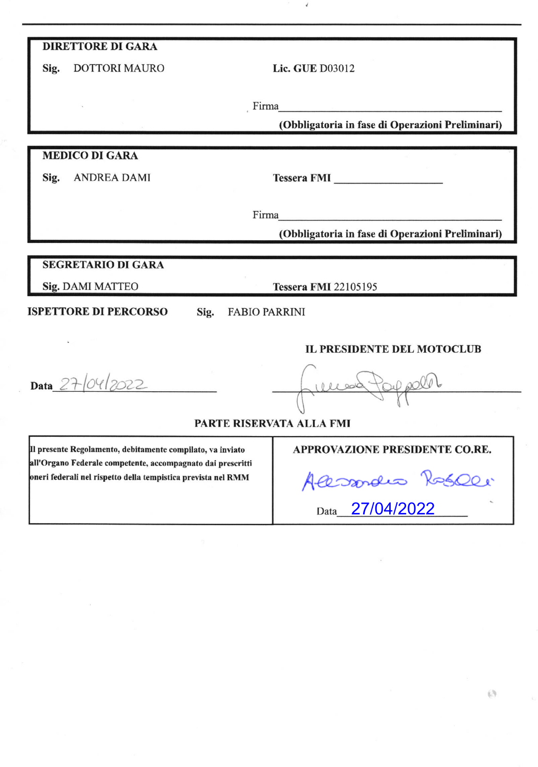**DIRETTORE DI GARA**

**Sig.** DOTTORI MAURO **Lic. GUE** D03012

Firma________________________________

**(Obbligatoria in fase di Operazioni Preliminari)**

**MEDICO DI GARA**

**Sig.** ANDREA DAMI **Tessera FMI** ______________

Firma________________________________

**(Obbligatoria in fase di Operazioni Preliminari)**

**SEGRETARIO DI GARA**

**Sig.** DAMI MATTEO **Tessera FMI** 22105195

**ISPETTORE DI PERCORSO** **Sig.** FABIO PARRINI

**IL PRESIDENTE DEL MOTOCLUB**

**Data** 27/04/2022

**PARTE RISERVATA ALLA FMI**

| | |
|---|---|
| **Il presente Regolamento, debitamente compilato, va inviato all'Organo Federale competente, accompagnato dai prescritti oneri federali nel rispetto della tempistica prevista nel RMM** | **APPROVAZIONE PRESIDENTE CO.RE.**<br>Alessandro Rossoni<br>Data 27/04/2022 |